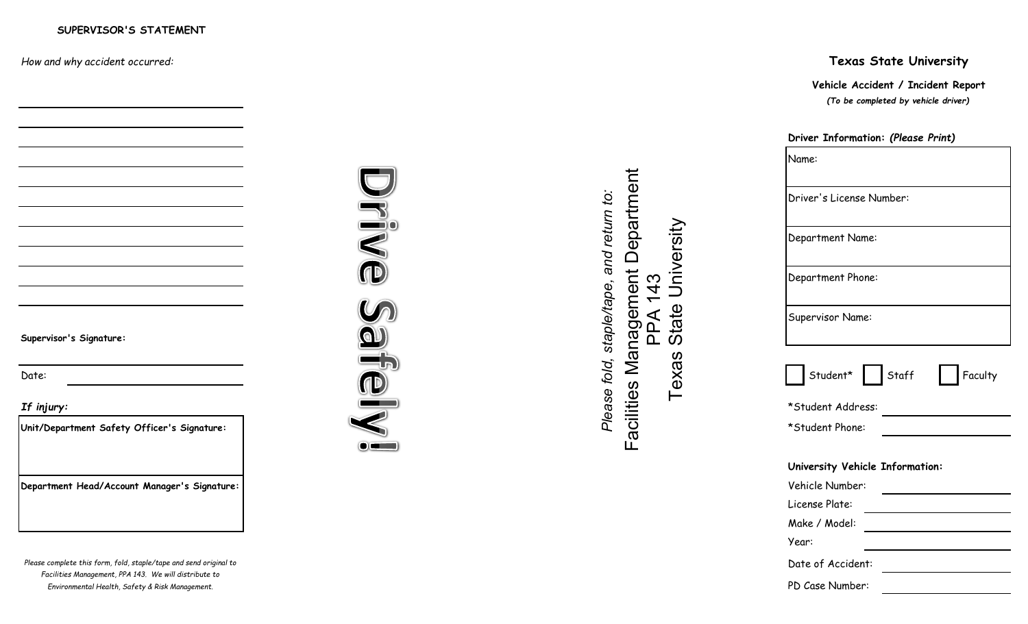**SUPERVISOR'S STATEMENT**

*How and why accident occurred:*

\_\_\_\_\_\_\_\_\_\_\_\_\_\_\_\_\_\_\_\_\_\_\_\_\_\_\_\_\_\_\_\_\_\_\_\_\_\_\_\_

\_\_\_\_\_\_\_\_\_\_\_\_\_\_\_\_\_\_\_\_\_\_\_\_\_\_\_\_\_\_\_\_\_\_\_\_\_\_\_\_

\_\_\_\_\_\_\_\_\_\_\_\_\_\_\_\_\_\_\_\_\_\_\_\_\_\_\_\_\_\_\_\_\_\_\_\_\_\_\_\_

\_\_\_\_\_\_\_\_\_\_\_\_\_\_\_\_\_\_\_\_\_\_\_\_\_\_\_\_\_\_\_\_\_\_\_\_\_\_\_\_

\_\_\_\_\_\_\_\_\_\_\_\_\_\_\_\_\_\_\_\_\_\_\_\_\_\_\_\_\_\_\_\_\_\_\_\_\_\_\_\_

\_\_\_\_\_\_\_\_\_\_\_\_\_\_\_\_\_\_\_\_\_\_\_\_\_\_\_\_\_\_\_\_\_\_\_\_\_\_\_\_

\_\_\_\_\_\_\_\_\_\_\_\_\_\_\_\_\_\_\_\_\_\_\_\_\_\_\_\_\_\_\_\_\_\_\_\_\_\_\_\_

\_\_\_\_\_\_\_\_\_\_\_\_\_\_\_\_\_\_\_\_\_\_\_\_\_\_\_\_\_\_\_\_\_\_\_\_\_\_\_\_

\_\_\_\_\_\_\_\_\_\_\_\_\_\_\_\_\_\_\_\_\_\_\_\_\_\_\_\_\_\_\_\_\_\_\_\_\_\_\_\_

\_\_\_\_\_\_\_\_\_\_\_\_\_\_\_\_\_\_\_\_\_\_\_\_\_\_\_\_\_\_\_\_\_\_\_\_\_\_\_\_

**Supervisor's Signature:**

\_\_\_\_\_\_\_\_\_\_\_\_\_\_\_\_\_\_\_\_\_\_\_\_\_\_\_\_\_\_\_\_\_\_\_\_\_\_\_\_

Date: \_\_\_\_\_\_\_\_\_\_\_\_\_\_\_\_\_\_\_\_\_\_\_\_\_\_\_\_\_\_\_\_

***If injury:***

| **Unit/Department Safety Officer's Signature:** |
|---|
| **Department Head/Account Manager's Signature:** |

*Please complete this form, fold, staple/tape and send original to Facilities Management, PPA 143. We will distribute to Environmental Health, Safety & Risk Management.*

# Drive Safely!

*Please fold, staple/tape, and return to:*

Facilities Management Department
PPA 143
Texas State University

## Texas State University

### Vehicle Accident / Incident Report

***(To be completed by vehicle driver)***

**Driver Information:** ***(Please Print)***

| Name: |
|---|
| Driver's License Number: |
| Department Name: |
| Department Phone: |
| Supervisor Name: |

☐ Student* ☐ Staff ☐ Faculty

*Student Address: \_\_\_\_\_\_\_\_\_\_\_\_\_\_\_\_\_\_\_\_

*Student Phone: \_\_\_\_\_\_\_\_\_\_\_\_\_\_\_\_\_\_\_\_

**University Vehicle Information:**

Vehicle Number: \_\_\_\_\_\_\_\_\_\_\_\_\_\_\_\_\_\_\_\_

License Plate: \_\_\_\_\_\_\_\_\_\_\_\_\_\_\_\_\_\_\_\_

Make / Model: \_\_\_\_\_\_\_\_\_\_\_\_\_\_\_\_\_\_\_\_

Year: \_\_\_\_\_\_\_\_\_\_\_\_\_\_\_\_\_\_\_\_

Date of Accident: \_\_\_\_\_\_\_\_\_\_\_\_\_\_\_\_\_\_\_\_

PD Case Number: \_\_\_\_\_\_\_\_\_\_\_\_\_\_\_\_\_\_\_\_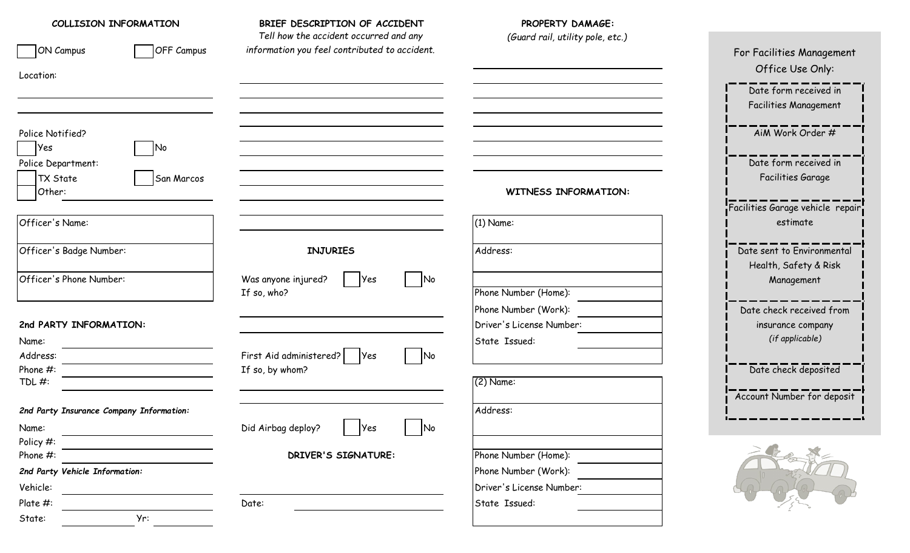## COLLISION INFORMATION

☐ ON Campus ☐ OFF Campus

Location:

Police Notified?

☐ Yes ☐ No

Police Department:

☐ TX State ☐ San Marcos

☐ Other:

| |
|---|
| Officer's Name: |
| Officer's Badge Number: |
| Officer's Phone Number: |

### 2nd PARTY INFORMATION:

Name:

Address:

Phone #:

TDL #:

***2nd Party Insurance Company Information:***

Name:

Policy #:

Phone #:

***2nd Party Vehicle Information:***

Vehicle:

Plate #:

State: Yr:

## BRIEF DESCRIPTION OF ACCIDENT

*Tell how the accident occurred and any information you feel contributed to accident.*

### INJURIES

Was anyone injured? ☐ Yes ☐ No

If so, who?

First Aid administered? ☐ Yes ☐ No

If so, by whom?

Did Airbag deploy? ☐ Yes ☐ No

### DRIVER'S SIGNATURE:

Date:

## PROPERTY DAMAGE:

*(Guard rail, utility pole, etc.)*

## WITNESS INFORMATION:

| | |
|---|---|
| (1) Name: | |
| Address: | |
| | |
| Phone Number (Home): | |
| Phone Number (Work): | |
| Driver's License Number: | |
| State Issued: | |

| | |
|---|---|
| (2) Name: | |
| Address: | |
| | |
| Phone Number (Home): | |
| Phone Number (Work): | |
| Driver's License Number: | |
| State Issued: | |

For Facilities Management Office Use Only:

| |
|---|
| Date form received in Facilities Management |
| AiM Work Order # |
| Date form received in Facilities Garage |
| Facilities Garage vehicle repair estimate |
| Date sent to Environmental Health, Safety & Risk Management |
| Date check received from insurance company *(if applicable)* |
| Date check deposited |
| Account Number for deposit |